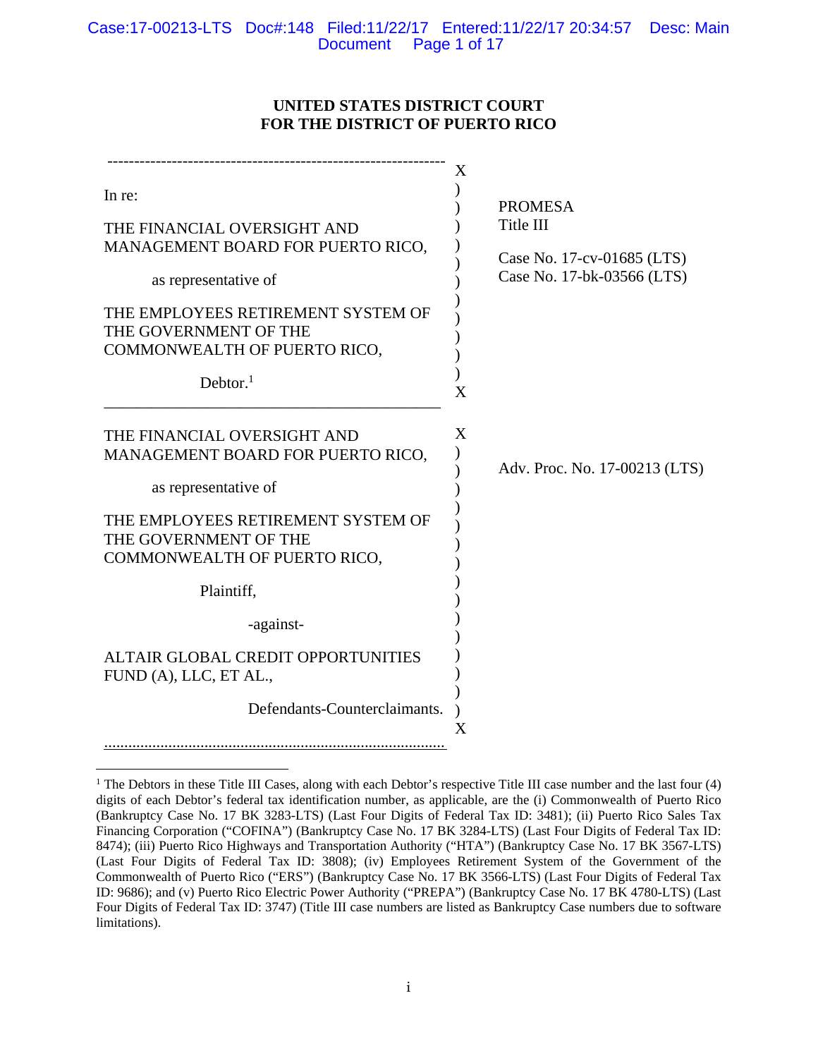**UNITED STATES DISTRICT COURT**
**FOR THE DISTRICT OF PUERTO RICO**

| | |
|---|---|
| In re:<br><br>THE FINANCIAL OVERSIGHT AND MANAGEMENT BOARD FOR PUERTO RICO,<br><br>as representative of<br><br>THE EMPLOYEES RETIREMENT SYSTEM OF THE GOVERNMENT OF THE COMMONWEALTH OF PUERTO RICO,<br><br>Debtor.[1] | PROMESA<br>Title III<br><br>Case No. 17-cv-01685 (LTS)<br>Case No. 17-bk-03566 (LTS) |
| THE FINANCIAL OVERSIGHT AND MANAGEMENT BOARD FOR PUERTO RICO,<br><br>as representative of<br><br>THE EMPLOYEES RETIREMENT SYSTEM OF THE GOVERNMENT OF THE COMMONWEALTH OF PUERTO RICO,<br><br>Plaintiff,<br><br>-against-<br><br>ALTAIR GLOBAL CREDIT OPPORTUNITIES FUND (A), LLC, ET AL.,<br><br>Defendants-Counterclaimants. | Adv. Proc. No. 17-00213 (LTS) |

[1] The Debtors in these Title III Cases, along with each Debtor's respective Title III case number and the last four (4) digits of each Debtor's federal tax identification number, as applicable, are the (i) Commonwealth of Puerto Rico (Bankruptcy Case No. 17 BK 3283-LTS) (Last Four Digits of Federal Tax ID: 3481); (ii) Puerto Rico Sales Tax Financing Corporation ("COFINA") (Bankruptcy Case No. 17 BK 3284-LTS) (Last Four Digits of Federal Tax ID: 8474); (iii) Puerto Rico Highways and Transportation Authority ("HTA") (Bankruptcy Case No. 17 BK 3567-LTS) (Last Four Digits of Federal Tax ID: 3808); (iv) Employees Retirement System of the Government of the Commonwealth of Puerto Rico ("ERS") (Bankruptcy Case No. 17 BK 3566-LTS) (Last Four Digits of Federal Tax ID: 9686); and (v) Puerto Rico Electric Power Authority ("PREPA") (Bankruptcy Case No. 17 BK 4780-LTS) (Last Four Digits of Federal Tax ID: 3747) (Title III case numbers are listed as Bankruptcy Case numbers due to software limitations).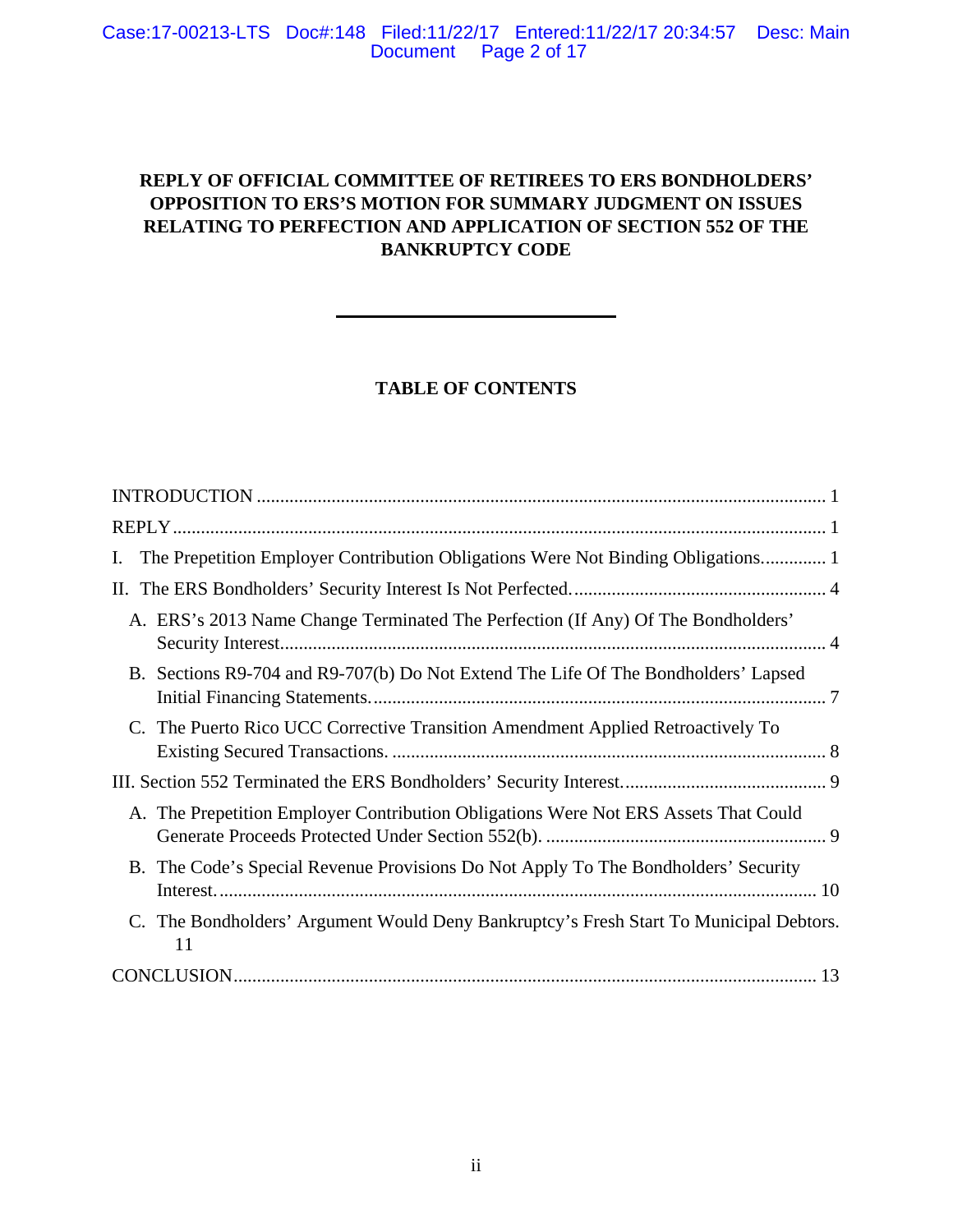**REPLY OF OFFICIAL COMMITTEE OF RETIREES TO ERS BONDHOLDERS' OPPOSITION TO ERS'S MOTION FOR SUMMARY JUDGMENT ON ISSUES RELATING TO PERFECTION AND APPLICATION OF SECTION 552 OF THE BANKRUPTCY CODE**

---

**TABLE OF CONTENTS**

INTRODUCTION ........................................................................................................................ 1

REPLY .......................................................................................................................................... 1

I. The Prepetition Employer Contribution Obligations Were Not Binding Obligations............. 1

II. The ERS Bondholders' Security Interest Is Not Perfected...................................................... 4

- A. ERS's 2013 Name Change Terminated The Perfection (If Any) Of The Bondholders' Security Interest...................................................................................................................... 4
- B. Sections R9-704 and R9-707(b) Do Not Extend The Life Of The Bondholders' Lapsed Initial Financing Statements................................................................................................. 7
- C. The Puerto Rico UCC Corrective Transition Amendment Applied Retroactively To Existing Secured Transactions. ............................................................................................ 8

III. Section 552 Terminated the ERS Bondholders' Security Interest........................................... 9

- A. The Prepetition Employer Contribution Obligations Were Not ERS Assets That Could Generate Proceeds Protected Under Section 552(b). ........................................................... 9
- B. The Code's Special Revenue Provisions Do Not Apply To The Bondholders' Security Interest................................................................................................................................ 10
- C. The Bondholders' Argument Would Deny Bankruptcy's Fresh Start To Municipal Debtors. 11

CONCLUSION............................................................................................................................ 13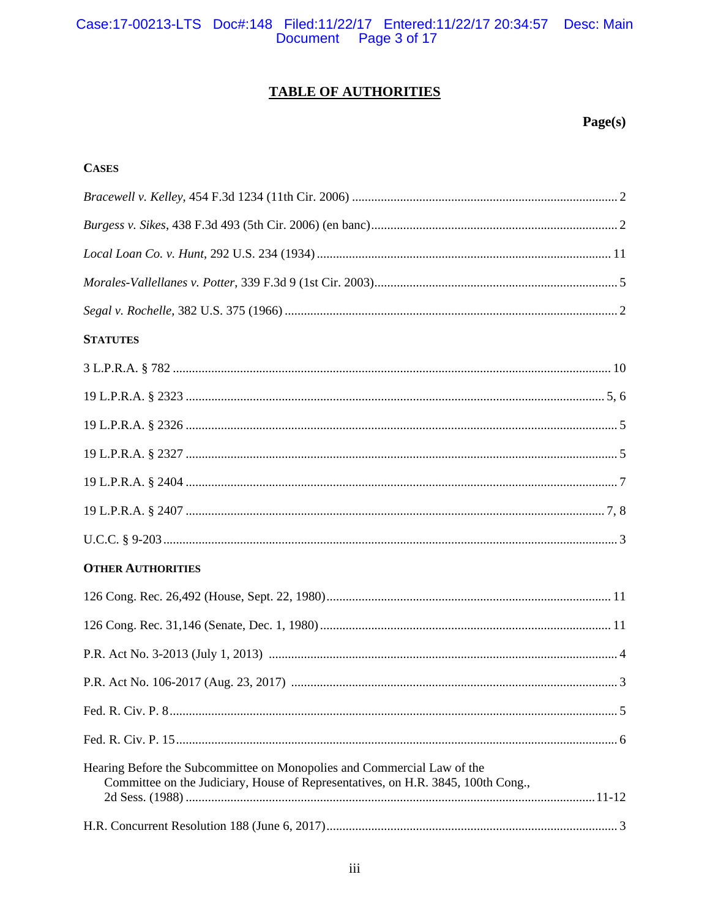# TABLE OF AUTHORITIES

**Page(s)**

**CASES**

*Bracewell v. Kelley*, 454 F.3d 1234 (11th Cir. 2006) .......... 2

*Burgess v. Sikes*, 438 F.3d 493 (5th Cir. 2006) (en banc) .......... 2

*Local Loan Co. v. Hunt*, 292 U.S. 234 (1934) .......... 11

*Morales-Vallellanes v. Potter*, 339 F.3d 9 (1st Cir. 2003) .......... 5

*Segal v. Rochelle*, 382 U.S. 375 (1966) .......... 2

**STATUTES**

3 L.P.R.A. § 782 .......... 10

19 L.P.R.A. § 2323 .......... 5, 6

19 L.P.R.A. § 2326 .......... 5

19 L.P.R.A. § 2327 .......... 5

19 L.P.R.A. § 2404 .......... 7

19 L.P.R.A. § 2407 .......... 7, 8

U.C.C. § 9-203 .......... 3

**OTHER AUTHORITIES**

126 Cong. Rec. 26,492 (House, Sept. 22, 1980) .......... 11

126 Cong. Rec. 31,146 (Senate, Dec. 1, 1980) .......... 11

P.R. Act No. 3-2013 (July 1, 2013) .......... 4

P.R. Act No. 106-2017 (Aug. 23, 2017) .......... 3

Fed. R. Civ. P. 8 .......... 5

Fed. R. Civ. P. 15 .......... 6

Hearing Before the Subcommittee on Monopolies and Commercial Law of the Committee on the Judiciary, House of Representatives, on H.R. 3845, 100th Cong., 2d Sess. (1988) .......... 11-12

H.R. Concurrent Resolution 188 (June 6, 2017) .......... 3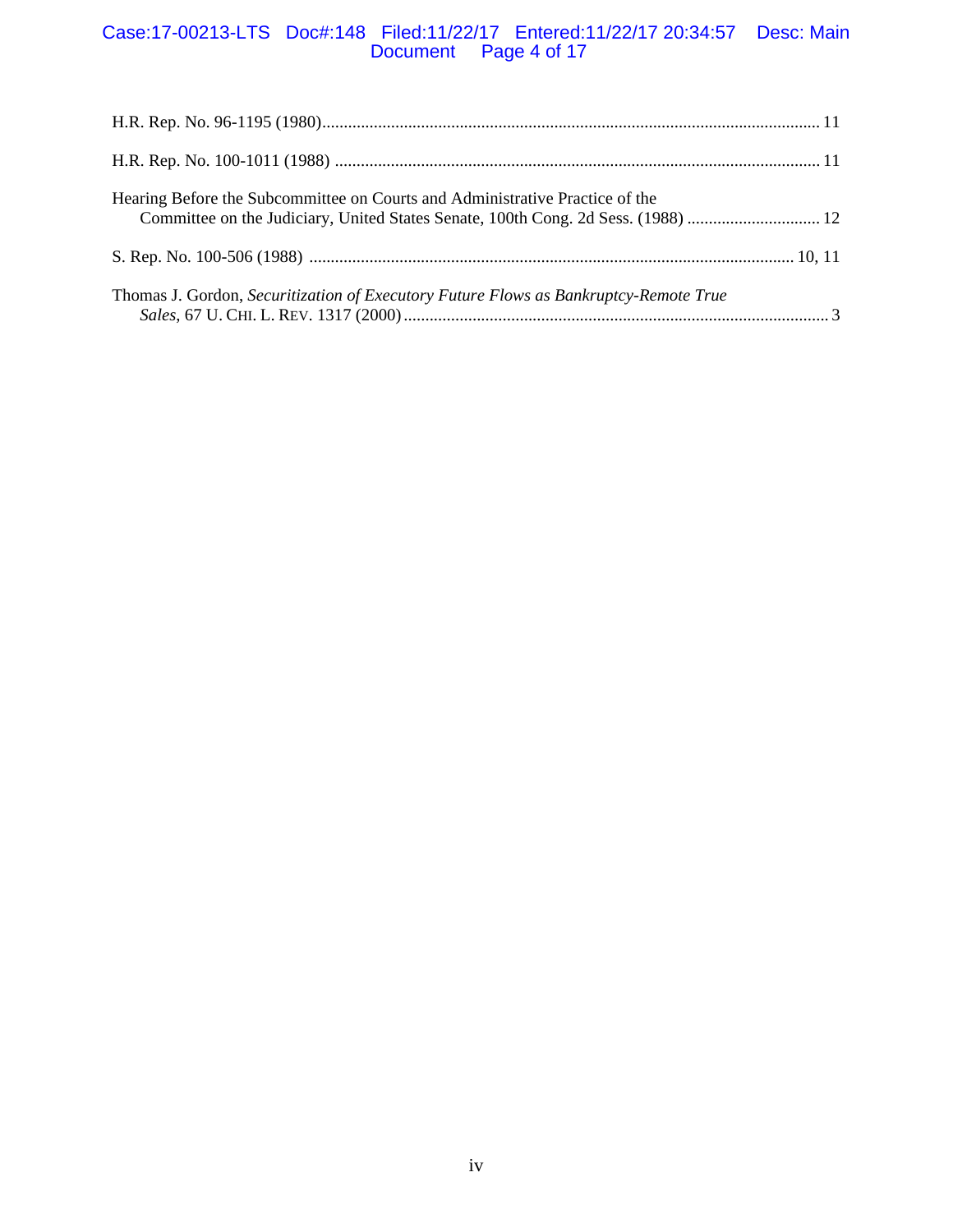H.R. Rep. No. 96-1195 (1980) ....................................................................................................... 11

H.R. Rep. No. 100-1011 (1988) ..................................................................................................... 11

Hearing Before the Subcommittee on Courts and Administrative Practice of the Committee on the Judiciary, United States Senate, 100th Cong. 2d Sess. (1988) ................................ 12

S. Rep. No. 100-506 (1988) ...................................................................................................... 10, 11

Thomas J. Gordon, *Securitization of Executory Future Flows as Bankruptcy-Remote True Sales*, 67 U. CHI. L. REV. 1317 (2000) ............................................................................................ 3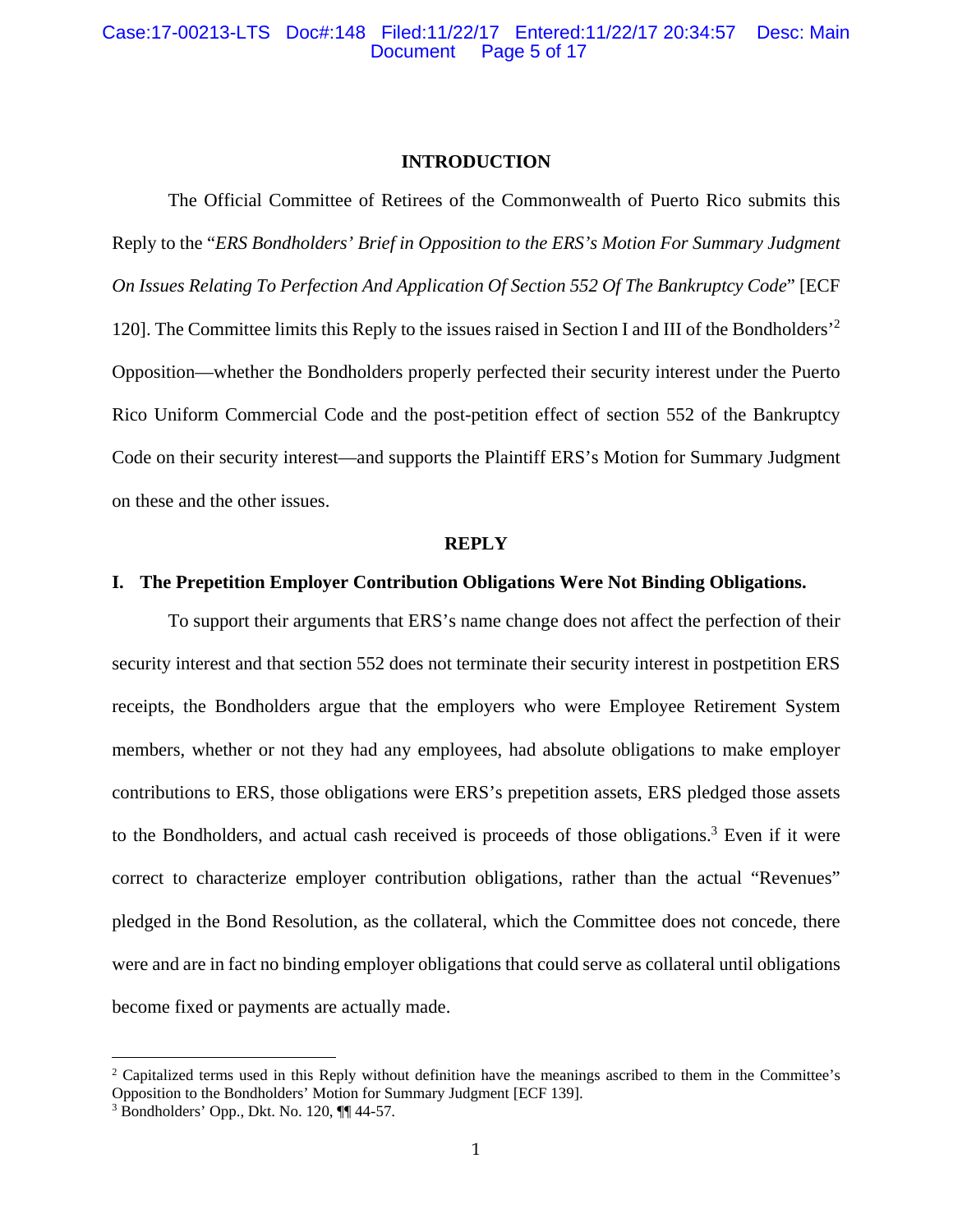## INTRODUCTION

The Official Committee of Retirees of the Commonwealth of Puerto Rico submits this Reply to the "*ERS Bondholders' Brief in Opposition to the ERS's Motion For Summary Judgment On Issues Relating To Perfection And Application Of Section 552 Of The Bankruptcy Code*" [ECF 120]. The Committee limits this Reply to the issues raised in Section I and III of the Bondholders'[2] Opposition—whether the Bondholders properly perfected their security interest under the Puerto Rico Uniform Commercial Code and the post-petition effect of section 552 of the Bankruptcy Code on their security interest—and supports the Plaintiff ERS's Motion for Summary Judgment on these and the other issues.

## REPLY

### I. The Prepetition Employer Contribution Obligations Were Not Binding Obligations.

To support their arguments that ERS's name change does not affect the perfection of their security interest and that section 552 does not terminate their security interest in postpetition ERS receipts, the Bondholders argue that the employers who were Employee Retirement System members, whether or not they had any employees, had absolute obligations to make employer contributions to ERS, those obligations were ERS's prepetition assets, ERS pledged those assets to the Bondholders, and actual cash received is proceeds of those obligations.[3] Even if it were correct to characterize employer contribution obligations, rather than the actual "Revenues" pledged in the Bond Resolution, as the collateral, which the Committee does not concede, there were and are in fact no binding employer obligations that could serve as collateral until obligations become fixed or payments are actually made.

---

[2] Capitalized terms used in this Reply without definition have the meanings ascribed to them in the Committee's Opposition to the Bondholders' Motion for Summary Judgment [ECF 139].

[3] Bondholders' Opp., Dkt. No. 120, ¶¶ 44-57.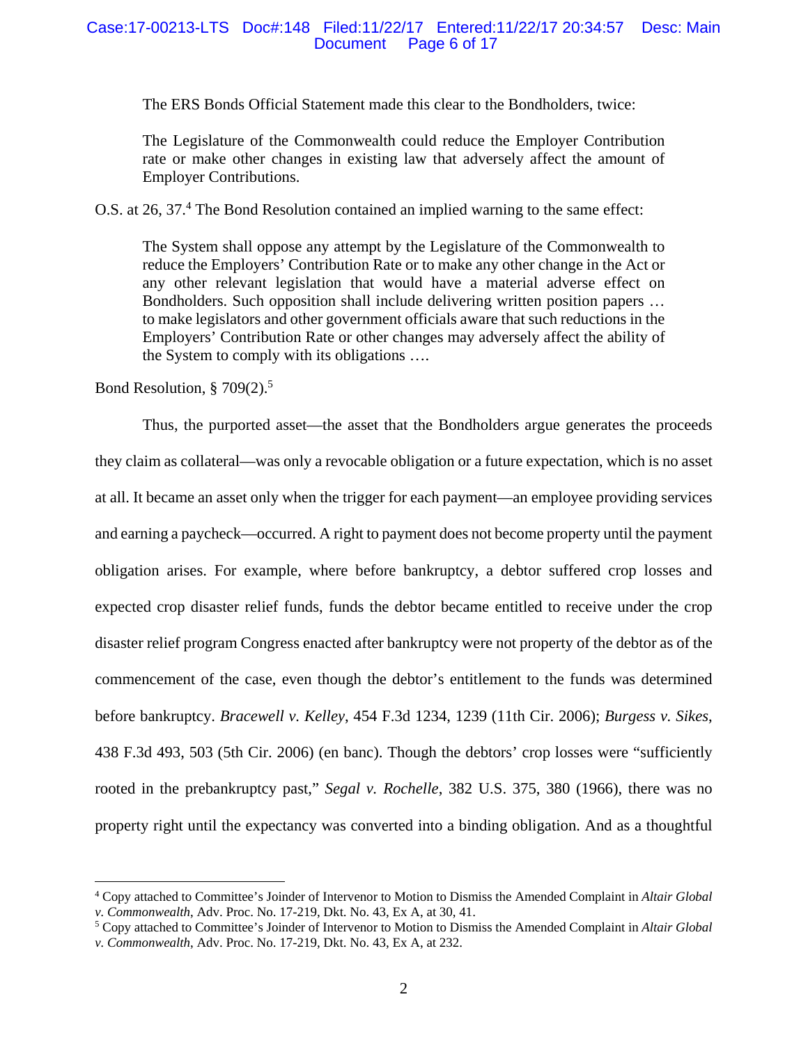The ERS Bonds Official Statement made this clear to the Bondholders, twice:

> The Legislature of the Commonwealth could reduce the Employer Contribution rate or make other changes in existing law that adversely affect the amount of Employer Contributions.

O.S. at 26, 37.[4] The Bond Resolution contained an implied warning to the same effect:

> The System shall oppose any attempt by the Legislature of the Commonwealth to reduce the Employers' Contribution Rate or to make any other change in the Act or any other relevant legislation that would have a material adverse effect on Bondholders. Such opposition shall include delivering written position papers … to make legislators and other government officials aware that such reductions in the Employers' Contribution Rate or other changes may adversely affect the ability of the System to comply with its obligations ….

Bond Resolution, § 709(2).[5]

Thus, the purported asset—the asset that the Bondholders argue generates the proceeds they claim as collateral—was only a revocable obligation or a future expectation, which is no asset at all. It became an asset only when the trigger for each payment—an employee providing services and earning a paycheck—occurred. A right to payment does not become property until the payment obligation arises. For example, where before bankruptcy, a debtor suffered crop losses and expected crop disaster relief funds, funds the debtor became entitled to receive under the crop disaster relief program Congress enacted after bankruptcy were not property of the debtor as of the commencement of the case, even though the debtor's entitlement to the funds was determined before bankruptcy. *Bracewell v. Kelley*, 454 F.3d 1234, 1239 (11th Cir. 2006); *Burgess v. Sikes*, 438 F.3d 493, 503 (5th Cir. 2006) (en banc). Though the debtors' crop losses were "sufficiently rooted in the prebankruptcy past," *Segal v. Rochelle*, 382 U.S. 375, 380 (1966), there was no property right until the expectancy was converted into a binding obligation. And as a thoughtful

---

[4] Copy attached to Committee's Joinder of Intervenor to Motion to Dismiss the Amended Complaint in *Altair Global v. Commonwealth*, Adv. Proc. No. 17-219, Dkt. No. 43, Ex A, at 30, 41.

[5] Copy attached to Committee's Joinder of Intervenor to Motion to Dismiss the Amended Complaint in *Altair Global v. Commonwealth*, Adv. Proc. No. 17-219, Dkt. No. 43, Ex A, at 232.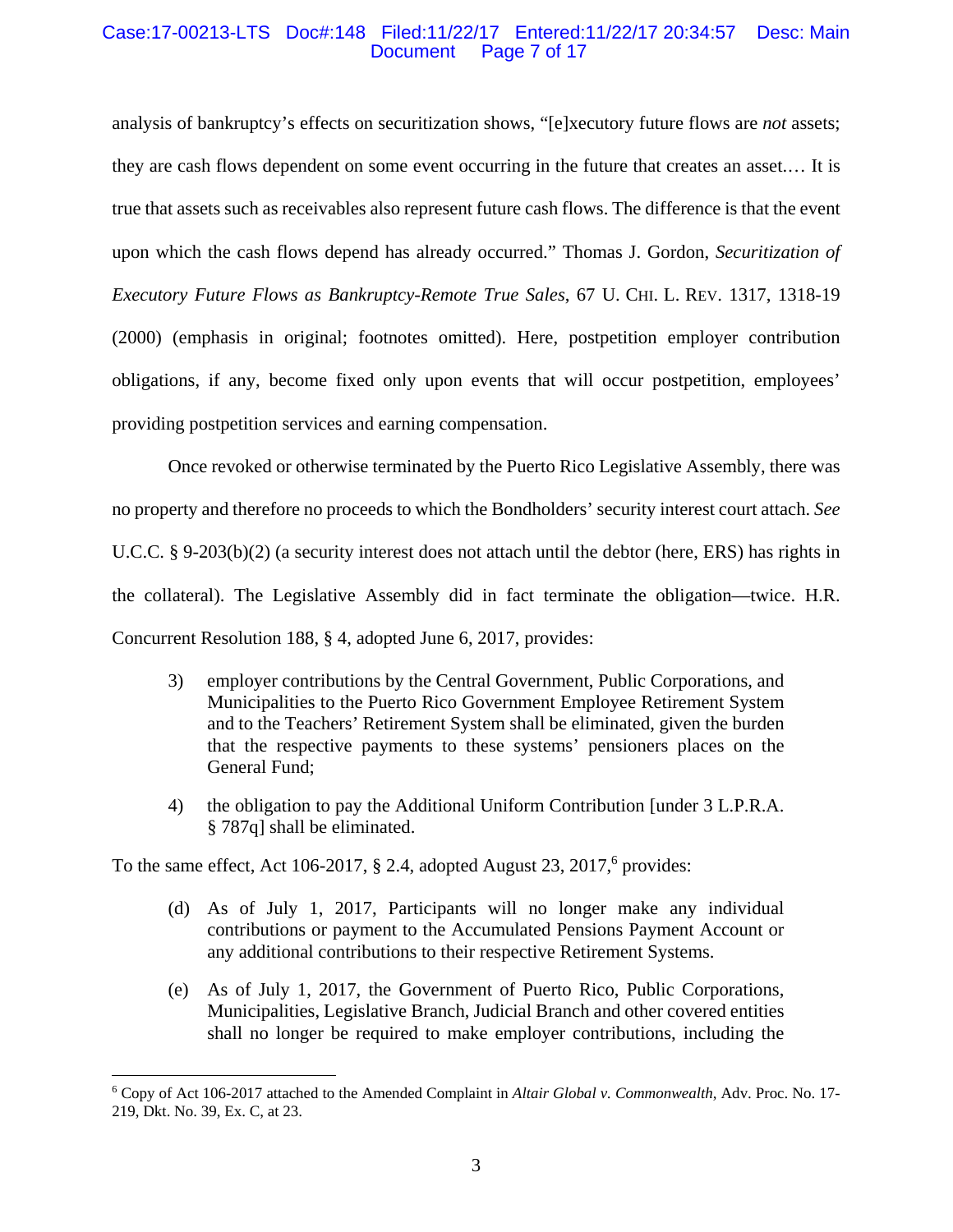analysis of bankruptcy's effects on securitization shows, "[e]xecutory future flows are *not* assets; they are cash flows dependent on some event occurring in the future that creates an asset.… It is true that assets such as receivables also represent future cash flows. The difference is that the event upon which the cash flows depend has already occurred." Thomas J. Gordon, *Securitization of Executory Future Flows as Bankruptcy-Remote True Sales*, 67 U. CHI. L. REV. 1317, 1318-19 (2000) (emphasis in original; footnotes omitted). Here, postpetition employer contribution obligations, if any, become fixed only upon events that will occur postpetition, employees' providing postpetition services and earning compensation.

Once revoked or otherwise terminated by the Puerto Rico Legislative Assembly, there was no property and therefore no proceeds to which the Bondholders' security interest court attach. *See* U.C.C. § 9-203(b)(2) (a security interest does not attach until the debtor (here, ERS) has rights in the collateral). The Legislative Assembly did in fact terminate the obligation—twice. H.R. Concurrent Resolution 188, § 4, adopted June 6, 2017, provides:

> 3) employer contributions by the Central Government, Public Corporations, and Municipalities to the Puerto Rico Government Employee Retirement System and to the Teachers' Retirement System shall be eliminated, given the burden that the respective payments to these systems' pensioners places on the General Fund;
>
> 4) the obligation to pay the Additional Uniform Contribution [under 3 L.P.R.A. § 787q] shall be eliminated.

To the same effect, Act 106-2017, § 2.4, adopted August 23, 2017,[6] provides:

> (d) As of July 1, 2017, Participants will no longer make any individual contributions or payment to the Accumulated Pensions Payment Account or any additional contributions to their respective Retirement Systems.
>
> (e) As of July 1, 2017, the Government of Puerto Rico, Public Corporations, Municipalities, Legislative Branch, Judicial Branch and other covered entities shall no longer be required to make employer contributions, including the

[6] Copy of Act 106-2017 attached to the Amended Complaint in *Altair Global v. Commonwealth*, Adv. Proc. No. 17-219, Dkt. No. 39, Ex. C, at 23.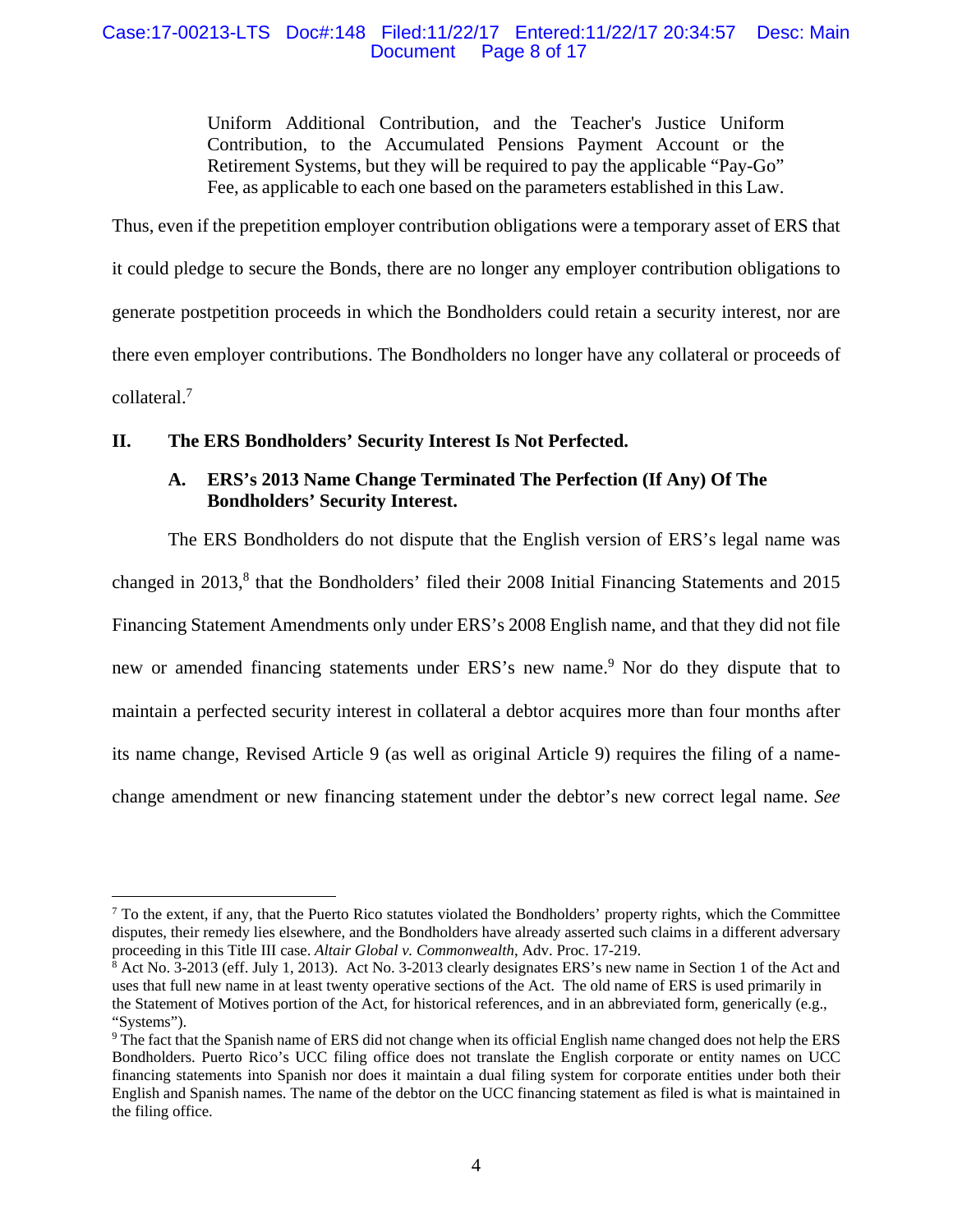> Uniform Additional Contribution, and the Teacher's Justice Uniform Contribution, to the Accumulated Pensions Payment Account or the Retirement Systems, but they will be required to pay the applicable "Pay-Go" Fee, as applicable to each one based on the parameters established in this Law.

Thus, even if the prepetition employer contribution obligations were a temporary asset of ERS that it could pledge to secure the Bonds, there are no longer any employer contribution obligations to generate postpetition proceeds in which the Bondholders could retain a security interest, nor are there even employer contributions. The Bondholders no longer have any collateral or proceeds of collateral.[7]

## II. The ERS Bondholders' Security Interest Is Not Perfected.

### A. ERS's 2013 Name Change Terminated The Perfection (If Any) Of The Bondholders' Security Interest.

The ERS Bondholders do not dispute that the English version of ERS's legal name was changed in 2013,[8] that the Bondholders' filed their 2008 Initial Financing Statements and 2015 Financing Statement Amendments only under ERS's 2008 English name, and that they did not file new or amended financing statements under ERS's new name.[9] Nor do they dispute that to maintain a perfected security interest in collateral a debtor acquires more than four months after its name change, Revised Article 9 (as well as original Article 9) requires the filing of a name-change amendment or new financing statement under the debtor's new correct legal name. *See*

---

[7] To the extent, if any, that the Puerto Rico statutes violated the Bondholders' property rights, which the Committee disputes, their remedy lies elsewhere, and the Bondholders have already asserted such claims in a different adversary proceeding in this Title III case. *Altair Global v. Commonwealth*, Adv. Proc. 17-219.

[8] Act No. 3-2013 (eff. July 1, 2013). Act No. 3-2013 clearly designates ERS's new name in Section 1 of the Act and uses that full new name in at least twenty operative sections of the Act. The old name of ERS is used primarily in the Statement of Motives portion of the Act, for historical references, and in an abbreviated form, generically (e.g., "Systems").

[9] The fact that the Spanish name of ERS did not change when its official English name changed does not help the ERS Bondholders. Puerto Rico's UCC filing office does not translate the English corporate or entity names on UCC financing statements into Spanish nor does it maintain a dual filing system for corporate entities under both their English and Spanish names. The name of the debtor on the UCC financing statement as filed is what is maintained in the filing office.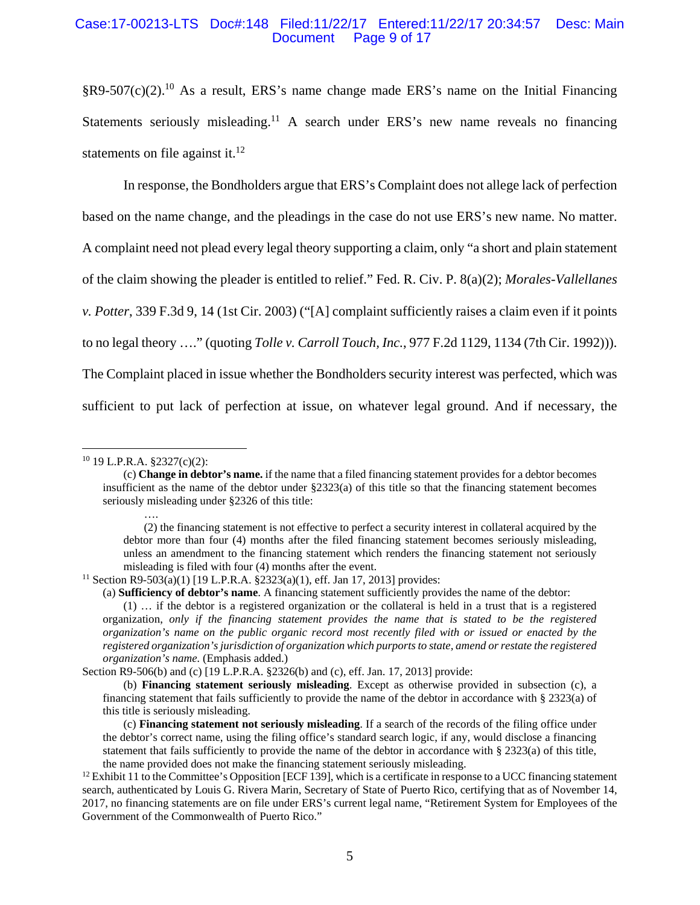§R9-507(c)(2).[10] As a result, ERS's name change made ERS's name on the Initial Financing Statements seriously misleading.[11] A search under ERS's new name reveals no financing statements on file against it.[12]

In response, the Bondholders argue that ERS's Complaint does not allege lack of perfection based on the name change, and the pleadings in the case do not use ERS's new name. No matter. A complaint need not plead every legal theory supporting a claim, only "a short and plain statement of the claim showing the pleader is entitled to relief." Fed. R. Civ. P. 8(a)(2); *Morales-Vallellanes v. Potter*, 339 F.3d 9, 14 (1st Cir. 2003) ("[A] complaint sufficiently raises a claim even if it points to no legal theory …." (quoting *Tolle v. Carroll Touch, Inc.*, 977 F.2d 1129, 1134 (7th Cir. 1992))). The Complaint placed in issue whether the Bondholders security interest was perfected, which was sufficient to put lack of perfection at issue, on whatever legal ground. And if necessary, the

---

[10] 19 L.P.R.A. §2327(c)(2):

> (c) **Change in debtor's name.** if the name that a filed financing statement provides for a debtor becomes insufficient as the name of the debtor under §2323(a) of this title so that the financing statement becomes seriously misleading under §2326 of this title:
>
> ….
>
> (2) the financing statement is not effective to perfect a security interest in collateral acquired by the debtor more than four (4) months after the filed financing statement becomes seriously misleading, unless an amendment to the financing statement which renders the financing statement not seriously misleading is filed with four (4) months after the event.

[11] Section R9-503(a)(1) [19 L.P.R.A. §2323(a)(1), eff. Jan 17, 2013] provides:

> (a) **Sufficiency of debtor's name**. A financing statement sufficiently provides the name of the debtor:
>
> (1) … if the debtor is a registered organization or the collateral is held in a trust that is a registered organization, *only if the financing statement provides the name that is stated to be the registered organization's name on the public organic record most recently filed with or issued or enacted by the registered organization's jurisdiction of organization which purports to state, amend or restate the registered organization's name.* (Emphasis added.)

Section R9-506(b) and (c) [19 L.P.R.A. §2326(b) and (c), eff. Jan. 17, 2013] provide:

> (b) **Financing statement seriously misleading**. Except as otherwise provided in subsection (c), a financing statement that fails sufficiently to provide the name of the debtor in accordance with § 2323(a) of this title is seriously misleading.
>
> (c) **Financing statement not seriously misleading**. If a search of the records of the filing office under the debtor's correct name, using the filing office's standard search logic, if any, would disclose a financing statement that fails sufficiently to provide the name of the debtor in accordance with § 2323(a) of this title, the name provided does not make the financing statement seriously misleading.

[12] Exhibit 11 to the Committee's Opposition [ECF 139], which is a certificate in response to a UCC financing statement search, authenticated by Louis G. Rivera Marin, Secretary of State of Puerto Rico, certifying that as of November 14, 2017, no financing statements are on file under ERS's current legal name, "Retirement System for Employees of the Government of the Commonwealth of Puerto Rico."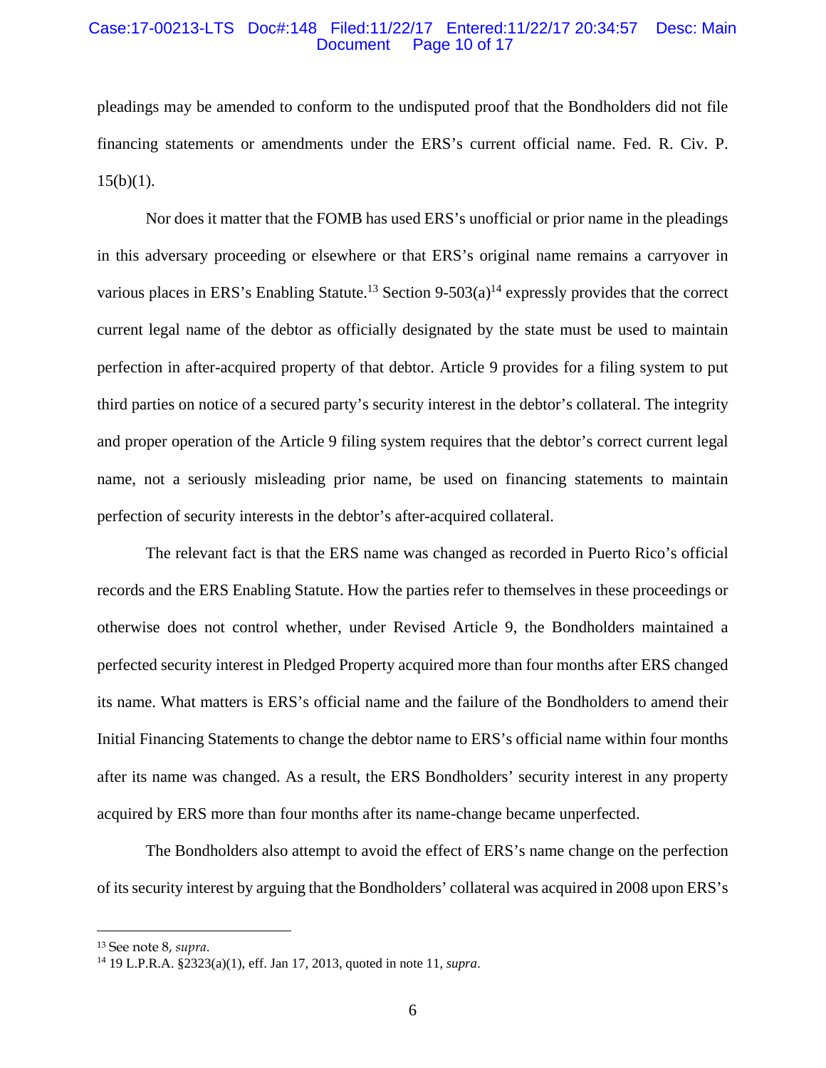pleadings may be amended to conform to the undisputed proof that the Bondholders did not file financing statements or amendments under the ERS's current official name. Fed. R. Civ. P. 15(b)(1).

Nor does it matter that the FOMB has used ERS's unofficial or prior name in the pleadings in this adversary proceeding or elsewhere or that ERS's original name remains a carryover in various places in ERS's Enabling Statute.[13] Section 9-503(a)[14] expressly provides that the correct current legal name of the debtor as officially designated by the state must be used to maintain perfection in after-acquired property of that debtor. Article 9 provides for a filing system to put third parties on notice of a secured party's security interest in the debtor's collateral. The integrity and proper operation of the Article 9 filing system requires that the debtor's correct current legal name, not a seriously misleading prior name, be used on financing statements to maintain perfection of security interests in the debtor's after-acquired collateral.

The relevant fact is that the ERS name was changed as recorded in Puerto Rico's official records and the ERS Enabling Statute. How the parties refer to themselves in these proceedings or otherwise does not control whether, under Revised Article 9, the Bondholders maintained a perfected security interest in Pledged Property acquired more than four months after ERS changed its name. What matters is ERS's official name and the failure of the Bondholders to amend their Initial Financing Statements to change the debtor name to ERS's official name within four months after its name was changed. As a result, the ERS Bondholders' security interest in any property acquired by ERS more than four months after its name-change became unperfected.

The Bondholders also attempt to avoid the effect of ERS's name change on the perfection of its security interest by arguing that the Bondholders' collateral was acquired in 2008 upon ERS's

---

[13] See note 8, *supra*.

[14] 19 L.P.R.A. §2323(a)(1), eff. Jan 17, 2013, quoted in note 11, *supra*.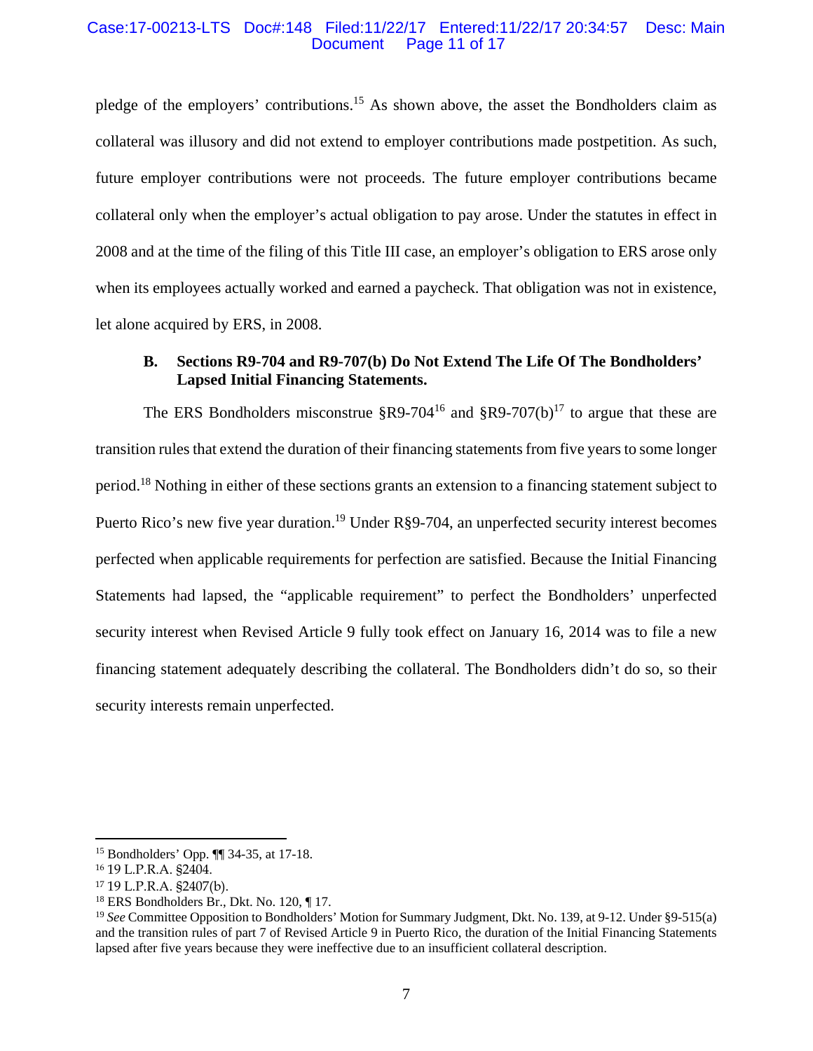pledge of the employers' contributions.[15] As shown above, the asset the Bondholders claim as collateral was illusory and did not extend to employer contributions made postpetition. As such, future employer contributions were not proceeds. The future employer contributions became collateral only when the employer's actual obligation to pay arose. Under the statutes in effect in 2008 and at the time of the filing of this Title III case, an employer's obligation to ERS arose only when its employees actually worked and earned a paycheck. That obligation was not in existence, let alone acquired by ERS, in 2008.

**B. Sections R9-704 and R9-707(b) Do Not Extend The Life Of The Bondholders' Lapsed Initial Financing Statements.**

The ERS Bondholders misconstrue §R9-704[16] and §R9-707(b)[17] to argue that these are transition rules that extend the duration of their financing statements from five years to some longer period.[18] Nothing in either of these sections grants an extension to a financing statement subject to Puerto Rico's new five year duration.[19] Under R§9-704, an unperfected security interest becomes perfected when applicable requirements for perfection are satisfied. Because the Initial Financing Statements had lapsed, the "applicable requirement" to perfect the Bondholders' unperfected security interest when Revised Article 9 fully took effect on January 16, 2014 was to file a new financing statement adequately describing the collateral. The Bondholders didn't do so, so their security interests remain unperfected.

---

[15] Bondholders' Opp. ¶¶ 34-35, at 17-18.

[16] 19 L.P.R.A. §2404.

[17] 19 L.P.R.A. §2407(b).

[18] ERS Bondholders Br., Dkt. No. 120, ¶ 17.

[19] *See* Committee Opposition to Bondholders' Motion for Summary Judgment, Dkt. No. 139, at 9-12. Under §9-515(a) and the transition rules of part 7 of Revised Article 9 in Puerto Rico, the duration of the Initial Financing Statements lapsed after five years because they were ineffective due to an insufficient collateral description.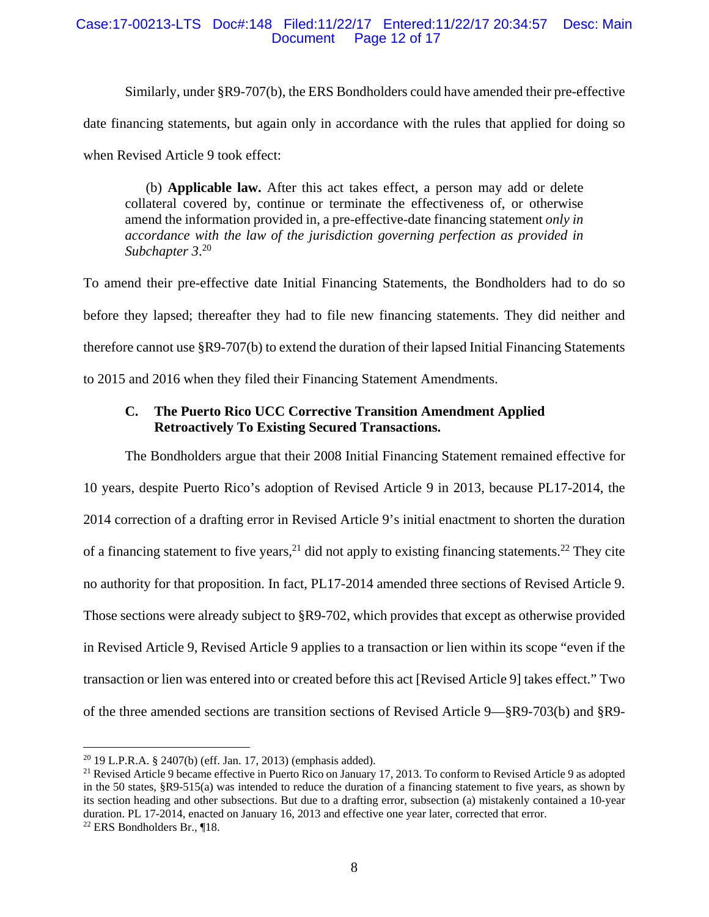Similarly, under §R9-707(b), the ERS Bondholders could have amended their pre-effective date financing statements, but again only in accordance with the rules that applied for doing so when Revised Article 9 took effect:

> (b) **Applicable law.** After this act takes effect, a person may add or delete collateral covered by, continue or terminate the effectiveness of, or otherwise amend the information provided in, a pre-effective-date financing statement *only in accordance with the law of the jurisdiction governing perfection as provided in Subchapter 3*.[20]

To amend their pre-effective date Initial Financing Statements, the Bondholders had to do so before they lapsed; thereafter they had to file new financing statements. They did neither and therefore cannot use §R9-707(b) to extend the duration of their lapsed Initial Financing Statements to 2015 and 2016 when they filed their Financing Statement Amendments.

### C. The Puerto Rico UCC Corrective Transition Amendment Applied Retroactively To Existing Secured Transactions.

The Bondholders argue that their 2008 Initial Financing Statement remained effective for 10 years, despite Puerto Rico's adoption of Revised Article 9 in 2013, because PL17-2014, the 2014 correction of a drafting error in Revised Article 9's initial enactment to shorten the duration of a financing statement to five years,[21] did not apply to existing financing statements.[22] They cite no authority for that proposition. In fact, PL17-2014 amended three sections of Revised Article 9. Those sections were already subject to §R9-702, which provides that except as otherwise provided in Revised Article 9, Revised Article 9 applies to a transaction or lien within its scope "even if the transaction or lien was entered into or created before this act [Revised Article 9] takes effect." Two of the three amended sections are transition sections of Revised Article 9—§R9-703(b) and §R9-

---

[20] 19 L.P.R.A. § 2407(b) (eff. Jan. 17, 2013) (emphasis added).

[21] Revised Article 9 became effective in Puerto Rico on January 17, 2013. To conform to Revised Article 9 as adopted in the 50 states, §R9-515(a) was intended to reduce the duration of a financing statement to five years, as shown by its section heading and other subsections. But due to a drafting error, subsection (a) mistakenly contained a 10-year duration. PL 17-2014, enacted on January 16, 2013 and effective one year later, corrected that error.

[22] ERS Bondholders Br., ¶18.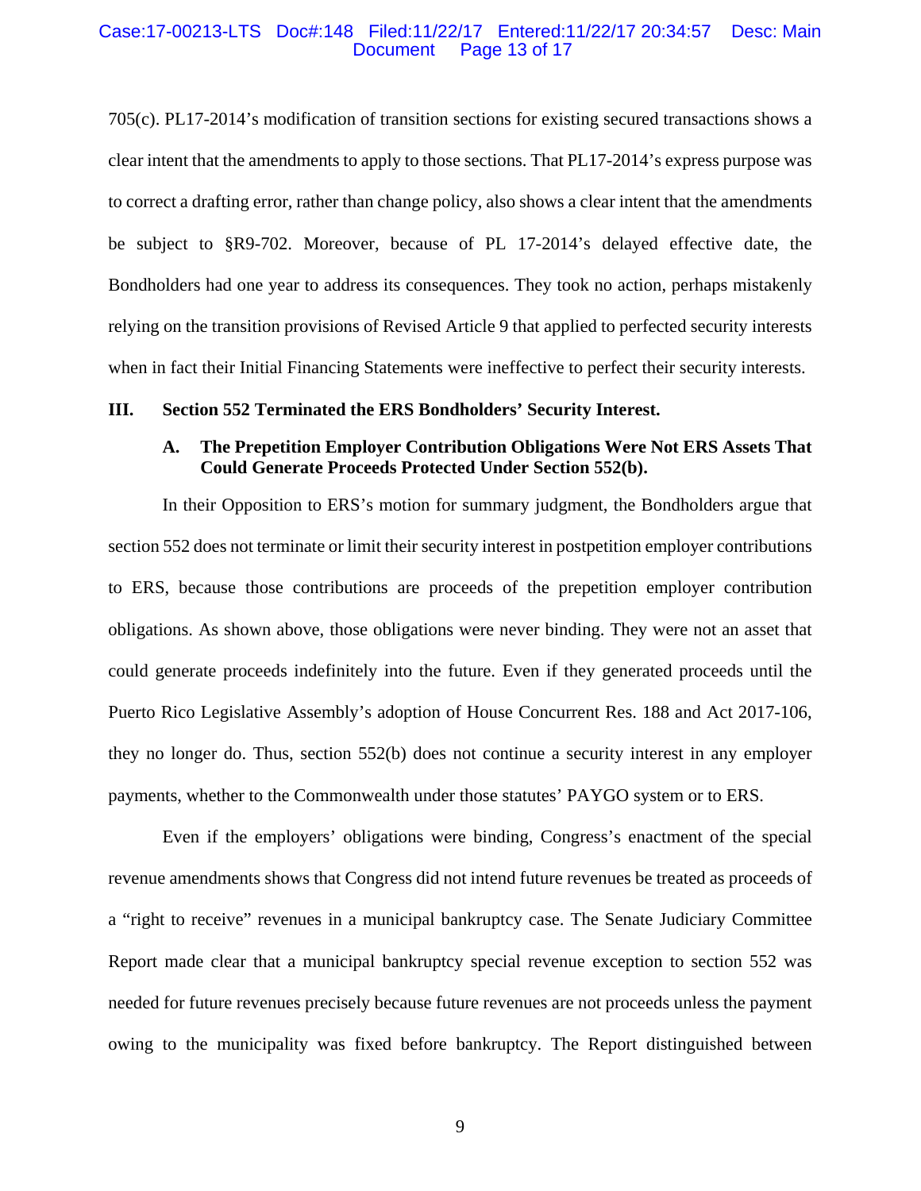705(c). PL17-2014's modification of transition sections for existing secured transactions shows a clear intent that the amendments to apply to those sections. That PL17-2014's express purpose was to correct a drafting error, rather than change policy, also shows a clear intent that the amendments be subject to §R9-702. Moreover, because of PL 17-2014's delayed effective date, the Bondholders had one year to address its consequences. They took no action, perhaps mistakenly relying on the transition provisions of Revised Article 9 that applied to perfected security interests when in fact their Initial Financing Statements were ineffective to perfect their security interests.

## III. Section 552 Terminated the ERS Bondholders' Security Interest.

### A. The Prepetition Employer Contribution Obligations Were Not ERS Assets That Could Generate Proceeds Protected Under Section 552(b).

In their Opposition to ERS's motion for summary judgment, the Bondholders argue that section 552 does not terminate or limit their security interest in postpetition employer contributions to ERS, because those contributions are proceeds of the prepetition employer contribution obligations. As shown above, those obligations were never binding. They were not an asset that could generate proceeds indefinitely into the future. Even if they generated proceeds until the Puerto Rico Legislative Assembly's adoption of House Concurrent Res. 188 and Act 2017-106, they no longer do. Thus, section 552(b) does not continue a security interest in any employer payments, whether to the Commonwealth under those statutes' PAYGO system or to ERS.

Even if the employers' obligations were binding, Congress's enactment of the special revenue amendments shows that Congress did not intend future revenues be treated as proceeds of a "right to receive" revenues in a municipal bankruptcy case. The Senate Judiciary Committee Report made clear that a municipal bankruptcy special revenue exception to section 552 was needed for future revenues precisely because future revenues are not proceeds unless the payment owing to the municipality was fixed before bankruptcy. The Report distinguished between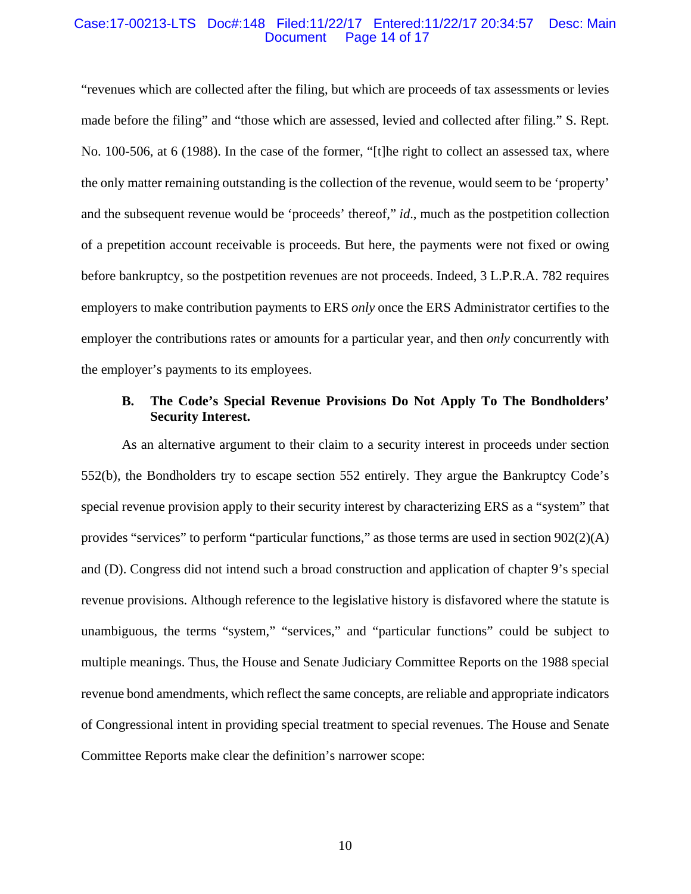"revenues which are collected after the filing, but which are proceeds of tax assessments or levies made before the filing" and "those which are assessed, levied and collected after filing." S. Rept. No. 100-506, at 6 (1988). In the case of the former, "[t]he right to collect an assessed tax, where the only matter remaining outstanding is the collection of the revenue, would seem to be 'property' and the subsequent revenue would be 'proceeds' thereof," *id*., much as the postpetition collection of a prepetition account receivable is proceeds. But here, the payments were not fixed or owing before bankruptcy, so the postpetition revenues are not proceeds. Indeed, 3 L.P.R.A. 782 requires employers to make contribution payments to ERS *only* once the ERS Administrator certifies to the employer the contributions rates or amounts for a particular year, and then *only* concurrently with the employer's payments to its employees.

### B. The Code's Special Revenue Provisions Do Not Apply To The Bondholders' Security Interest.

As an alternative argument to their claim to a security interest in proceeds under section 552(b), the Bondholders try to escape section 552 entirely. They argue the Bankruptcy Code's special revenue provision apply to their security interest by characterizing ERS as a "system" that provides "services" to perform "particular functions," as those terms are used in section 902(2)(A) and (D). Congress did not intend such a broad construction and application of chapter 9's special revenue provisions. Although reference to the legislative history is disfavored where the statute is unambiguous, the terms "system," "services," and "particular functions" could be subject to multiple meanings. Thus, the House and Senate Judiciary Committee Reports on the 1988 special revenue bond amendments, which reflect the same concepts, are reliable and appropriate indicators of Congressional intent in providing special treatment to special revenues. The House and Senate Committee Reports make clear the definition's narrower scope: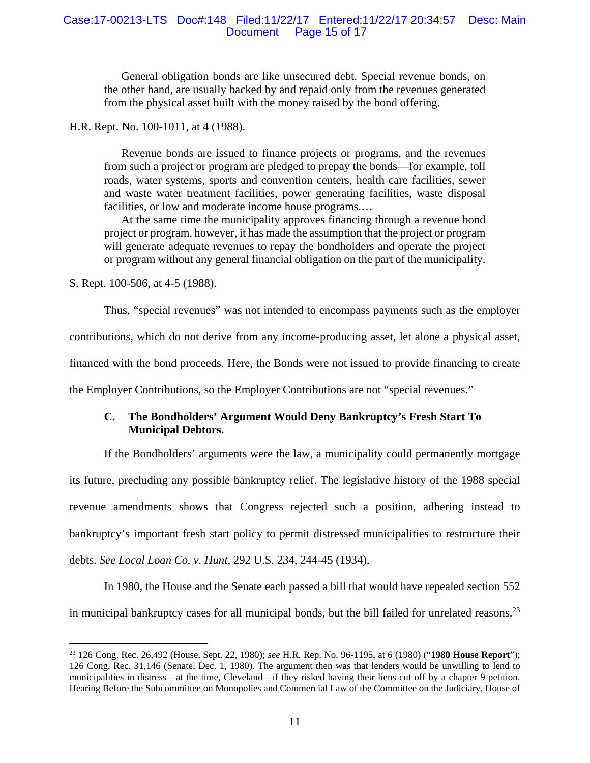> General obligation bonds are like unsecured debt. Special revenue bonds, on the other hand, are usually backed by and repaid only from the revenues generated from the physical asset built with the money raised by the bond offering.

H.R. Rept. No. 100-1011, at 4 (1988).

> Revenue bonds are issued to finance projects or programs, and the revenues from such a project or program are pledged to prepay the bonds—for example, toll roads, water systems, sports and convention centers, health care facilities, sewer and waste water treatment facilities, power generating facilities, waste disposal facilities, or low and moderate income house programs.…
>
> At the same time the municipality approves financing through a revenue bond project or program, however, it has made the assumption that the project or program will generate adequate revenues to repay the bondholders and operate the project or program without any general financial obligation on the part of the municipality.

S. Rept. 100-506, at 4-5 (1988).

Thus, "special revenues" was not intended to encompass payments such as the employer contributions, which do not derive from any income-producing asset, let alone a physical asset, financed with the bond proceeds. Here, the Bonds were not issued to provide financing to create the Employer Contributions, so the Employer Contributions are not "special revenues."

### C. The Bondholders' Argument Would Deny Bankruptcy's Fresh Start To Municipal Debtors.

If the Bondholders' arguments were the law, a municipality could permanently mortgage its future, precluding any possible bankruptcy relief. The legislative history of the 1988 special revenue amendments shows that Congress rejected such a position, adhering instead to bankruptcy's important fresh start policy to permit distressed municipalities to restructure their debts. *See Local Loan Co. v. Hunt*, 292 U.S. 234, 244-45 (1934).

In 1980, the House and the Senate each passed a bill that would have repealed section 552 in municipal bankruptcy cases for all municipal bonds, but the bill failed for unrelated reasons.[23]

---

[23] 126 Cong. Rec. 26,492 (House, Sept. 22, 1980); *see* H.R. Rep. No. 96-1195, at 6 (1980) ("**1980 House Report**"); 126 Cong. Rec. 31,146 (Senate, Dec. 1, 1980). The argument then was that lenders would be unwilling to lend to municipalities in distress—at the time, Cleveland—if they risked having their liens cut off by a chapter 9 petition. Hearing Before the Subcommittee on Monopolies and Commercial Law of the Committee on the Judiciary, House of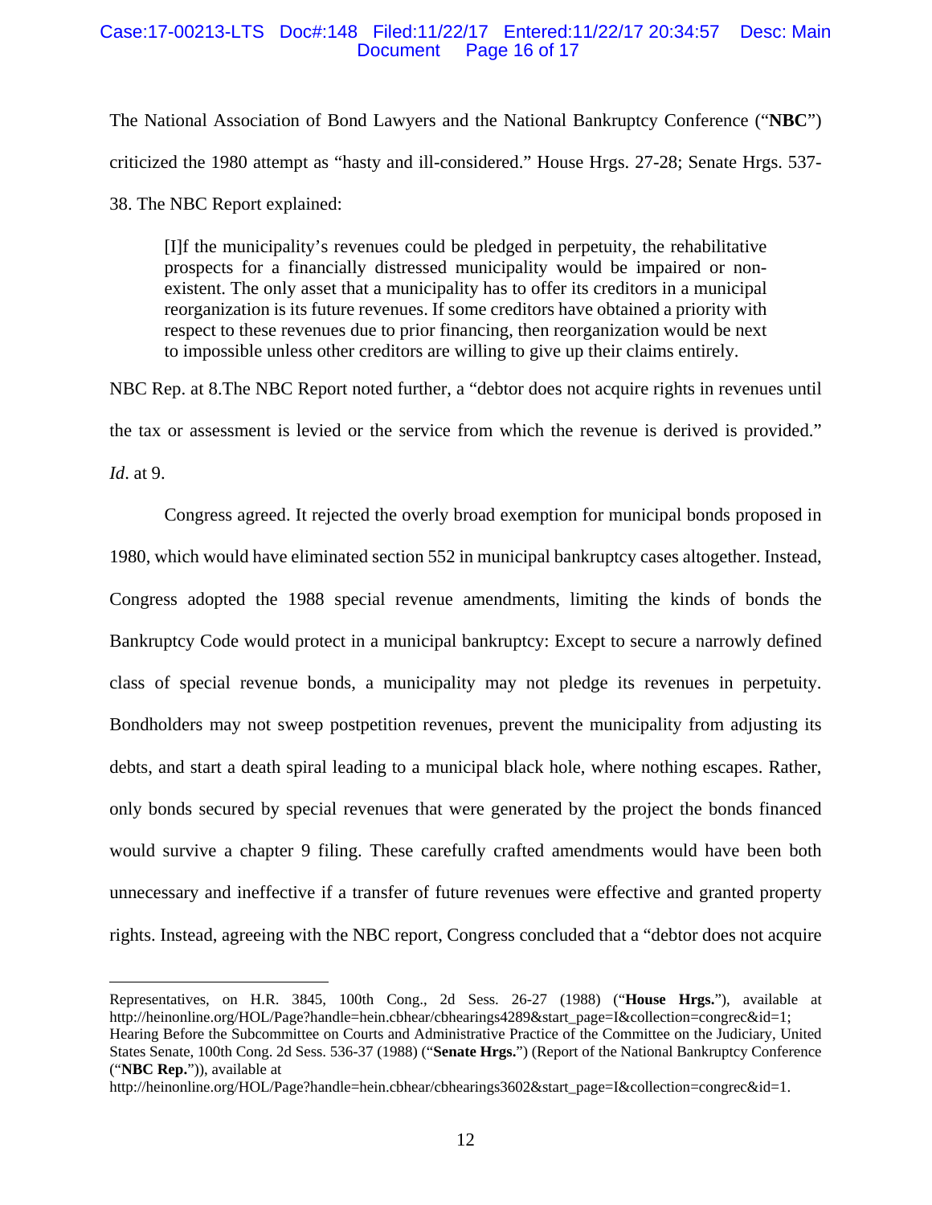The National Association of Bond Lawyers and the National Bankruptcy Conference ("**NBC**") criticized the 1980 attempt as "hasty and ill-considered." House Hrgs. 27-28; Senate Hrgs. 537-38. The NBC Report explained:

> [I]f the municipality's revenues could be pledged in perpetuity, the rehabilitative prospects for a financially distressed municipality would be impaired or non-existent. The only asset that a municipality has to offer its creditors in a municipal reorganization is its future revenues. If some creditors have obtained a priority with respect to these revenues due to prior financing, then reorganization would be next to impossible unless other creditors are willing to give up their claims entirely.

NBC Rep. at 8.The NBC Report noted further, a "debtor does not acquire rights in revenues until the tax or assessment is levied or the service from which the revenue is derived is provided." *Id*. at 9.

Congress agreed. It rejected the overly broad exemption for municipal bonds proposed in 1980, which would have eliminated section 552 in municipal bankruptcy cases altogether. Instead, Congress adopted the 1988 special revenue amendments, limiting the kinds of bonds the Bankruptcy Code would protect in a municipal bankruptcy: Except to secure a narrowly defined class of special revenue bonds, a municipality may not pledge its revenues in perpetuity. Bondholders may not sweep postpetition revenues, prevent the municipality from adjusting its debts, and start a death spiral leading to a municipal black hole, where nothing escapes. Rather, only bonds secured by special revenues that were generated by the project the bonds financed would survive a chapter 9 filing. These carefully crafted amendments would have been both unnecessary and ineffective if a transfer of future revenues were effective and granted property rights. Instead, agreeing with the NBC report, Congress concluded that a "debtor does not acquire

---

Representatives, on H.R. 3845, 100th Cong., 2d Sess. 26-27 (1988) ("**House Hrgs.**"), available at http://heinonline.org/HOL/Page?handle=hein.cbhear/cbhearings4289&start_page=I&collection=congrec&id=1; Hearing Before the Subcommittee on Courts and Administrative Practice of the Committee on the Judiciary, United States Senate, 100th Cong. 2d Sess. 536-37 (1988) ("**Senate Hrgs.**") (Report of the National Bankruptcy Conference ("**NBC Rep.**")), available at http://heinonline.org/HOL/Page?handle=hein.cbhear/cbhearings3602&start_page=I&collection=congrec&id=1.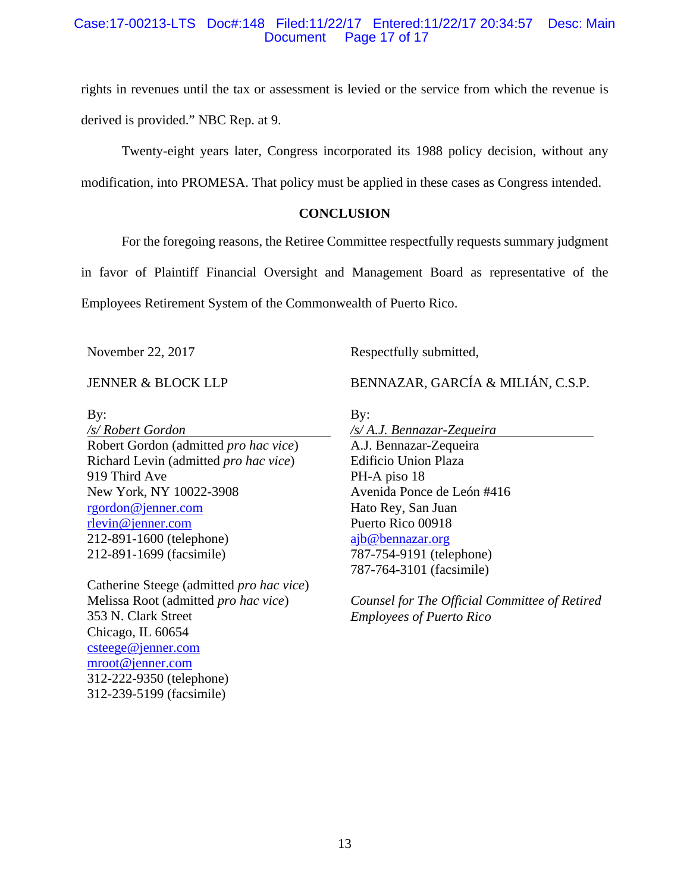rights in revenues until the tax or assessment is levied or the service from which the revenue is derived is provided." NBC Rep. at 9.

Twenty-eight years later, Congress incorporated its 1988 policy decision, without any modification, into PROMESA. That policy must be applied in these cases as Congress intended.

**CONCLUSION**

For the foregoing reasons, the Retiree Committee respectfully requests summary judgment in favor of Plaintiff Financial Oversight and Management Board as representative of the Employees Retirement System of the Commonwealth of Puerto Rico.

November 22, 2017

JENNER & BLOCK LLP

By:
*/s/ Robert Gordon*
Robert Gordon (admitted *pro hac vice*)
Richard Levin (admitted *pro hac vice*)
919 Third Ave
New York, NY 10022-3908
rgordon@jenner.com
rlevin@jenner.com
212-891-1600 (telephone)
212-891-1699 (facsimile)

Catherine Steege (admitted *pro hac vice*)
Melissa Root (admitted *pro hac vice*)
353 N. Clark Street
Chicago, IL 60654
csteege@jenner.com
mroot@jenner.com
312-222-9350 (telephone)
312-239-5199 (facsimile)

Respectfully submitted,

BENNAZAR, GARCÍA & MILIÁN, C.S.P.

By:
*/s/ A.J. Bennazar-Zequeira*
A.J. Bennazar-Zequeira
Edificio Union Plaza
PH-A piso 18
Avenida Ponce de León #416
Hato Rey, San Juan
Puerto Rico 00918
ajb@bennazar.org
787-754-9191 (telephone)
787-764-3101 (facsimile)

*Counsel for The Official Committee of Retired Employees of Puerto Rico*